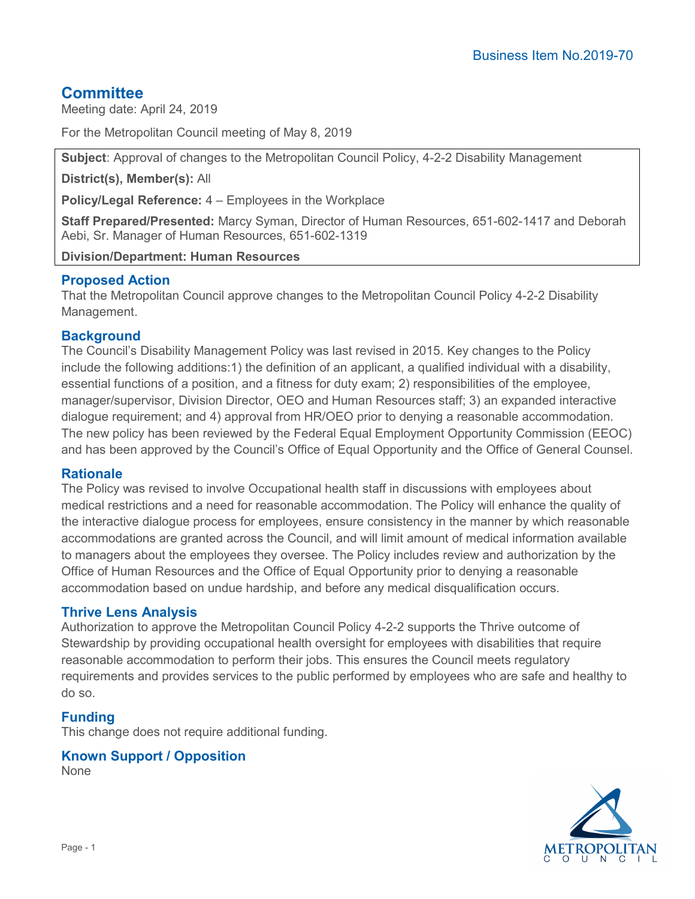Business Item No.2019-70

## Committee

Meeting date: April 24, 2019

For the Metropolitan Council meeting of May 8, 2019

**Subject**: Approval of changes to the Metropolitan Council Policy, 4-2-2 Disability Management

**District(s), Member(s):** All

**Policy/Legal Reference:** 4 – Employees in the Workplace

**Staff Prepared/Presented:** Marcy Syman, Director of Human Resources, 651-602-1417 and Deborah Aebi, Sr. Manager of Human Resources, 651-602-1319

**Division/Department: Human Resources**

### Proposed Action

That the Metropolitan Council approve changes to the Metropolitan Council Policy 4-2-2 Disability Management.

### Background

The Council's Disability Management Policy was last revised in 2015. Key changes to the Policy include the following additions:1) the definition of an applicant, a qualified individual with a disability, essential functions of a position, and a fitness for duty exam; 2) responsibilities of the employee, manager/supervisor, Division Director, OEO and Human Resources staff; 3) an expanded interactive dialogue requirement; and 4) approval from HR/OEO prior to denying a reasonable accommodation. The new policy has been reviewed by the Federal Equal Employment Opportunity Commission (EEOC) and has been approved by the Council's Office of Equal Opportunity and the Office of General Counsel.

### Rationale

The Policy was revised to involve Occupational health staff in discussions with employees about medical restrictions and a need for reasonable accommodation. The Policy will enhance the quality of the interactive dialogue process for employees, ensure consistency in the manner by which reasonable accommodations are granted across the Council, and will limit amount of medical information available to managers about the employees they oversee. The Policy includes review and authorization by the Office of Human Resources and the Office of Equal Opportunity prior to denying a reasonable accommodation based on undue hardship, and before any medical disqualification occurs.

### Thrive Lens Analysis

Authorization to approve the Metropolitan Council Policy 4-2-2 supports the Thrive outcome of Stewardship by providing occupational health oversight for employees with disabilities that require reasonable accommodation to perform their jobs. This ensures the Council meets regulatory requirements and provides services to the public performed by employees who are safe and healthy to do so.

### Funding

This change does not require additional funding.

### Known Support / Opposition

None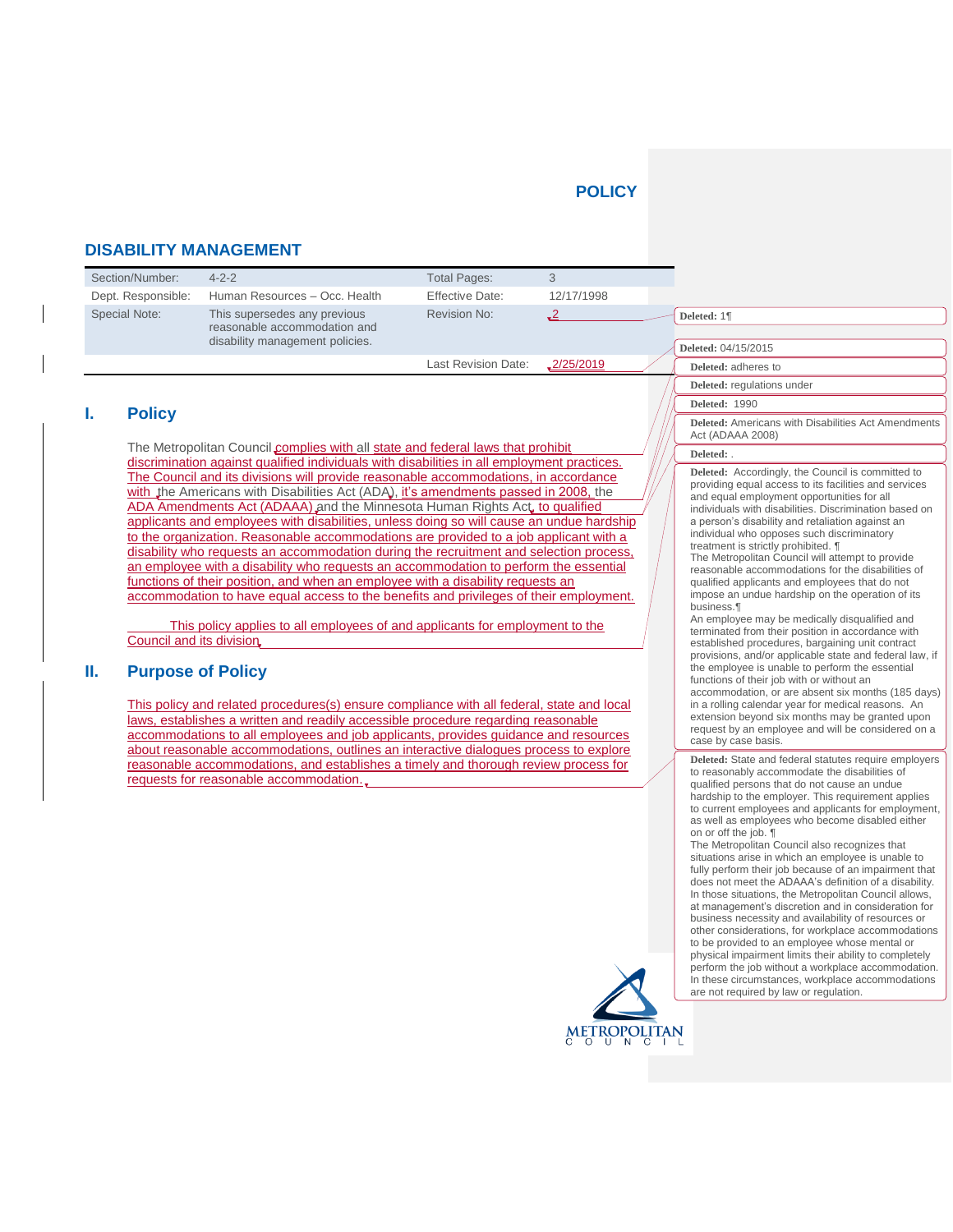**POLICY**

## DISABILITY MANAGEMENT

| Section/Number: | 4-2-2 | Total Pages: | 3 |
|---|---|---|---|
| Dept. Responsible: | Human Resources – Occ. Health | Effective Date: | 12/17/1998 |
| Special Note: | This supersedes any previous reasonable accommodation and disability management policies. | Revision No: | 2 |
| | | Last Revision Date: | 2/25/2019 |

## I. Policy

The Metropolitan Council complies with all state and federal laws that prohibit discrimination against qualified individuals with disabilities in all employment practices. The Council and its divisions will provide reasonable accommodations, in accordance with the Americans with Disabilities Act (ADA), it's amendments passed in 2008, the ADA Amendments Act (ADAAA) and the Minnesota Human Rights Act, to qualified applicants and employees with disabilities, unless doing so will cause an undue hardship to the organization. Reasonable accommodations are provided to a job applicant with a disability who requests an accommodation during the recruitment and selection process, an employee with a disability who requests an accommodation to perform the essential functions of their position, and when an employee with a disability requests an accommodation to have equal access to the benefits and privileges of their employment.

This policy applies to all employees of and applicants for employment to the Council and its division.

## II. Purpose of Policy

This policy and related procedures(s) ensure compliance with all federal, state and local laws, establishes a written and readily accessible procedure regarding reasonable accommodations to all employees and job applicants, provides guidance and resources about reasonable accommodations, outlines an interactive dialogues process to explore reasonable accommodations, and establishes a timely and thorough review process for requests for reasonable accommodation.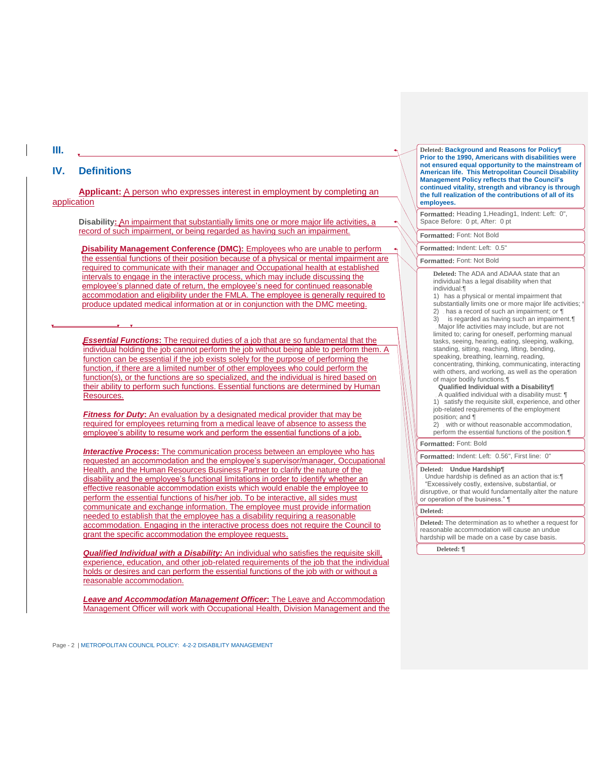## III.

## IV. Definitions

**Applicant:** A person who expresses interest in employment by completing an application

**Disability:** An impairment that substantially limits one or more major life activities, a record of such impairment, or being regarded as having such an impairment.

**Disability Management Conference (DMC):** Employees who are unable to perform the essential functions of their position because of a physical or mental impairment are required to communicate with their manager and Occupational health at established intervals to engage in the interactive process, which may include discussing the employee's planned date of return, the employee's need for continued reasonable accommodation and eligibility under the FMLA. The employee is generally required to produce updated medical information at or in conjunction with the DMC meeting.

***Essential Functions*:** The required duties of a job that are so fundamental that the individual holding the job cannot perform the job without being able to perform them. A function can be essential if the job exists solely for the purpose of performing the function, if there are a limited number of other employees who could perform the function(s), or the functions are so specialized, and the individual is hired based on their ability to perform such functions. Essential functions are determined by Human Resources.

***Fitness for Duty*:** An evaluation by a designated medical provider that may be required for employees returning from a medical leave of absence to assess the employee's ability to resume work and perform the essential functions of a job.

***Interactive Process*:** The communication process between an employee who has requested an accommodation and the employee's supervisor/manager, Occupational Health, and the Human Resources Business Partner to clarify the nature of the disability and the employee's functional limitations in order to identify whether an effective reasonable accommodation exists which would enable the employee to perform the essential functions of his/her job. To be interactive, all sides must communicate and exchange information. The employee must provide information needed to establish that the employee has a disability requiring a reasonable accommodation. Engaging in the interactive process does not require the Council to grant the specific accommodation the employee requests.

***Qualified Individual with a Disability:*** An individual who satisfies the requisite skill, experience, education, and other job-related requirements of the job that the individual holds or desires and can perform the essential functions of the job with or without a reasonable accommodation.

***Leave and Accommodation Management Officer*:** The Leave and Accommodation Management Officer will work with Occupational Health, Division Management and the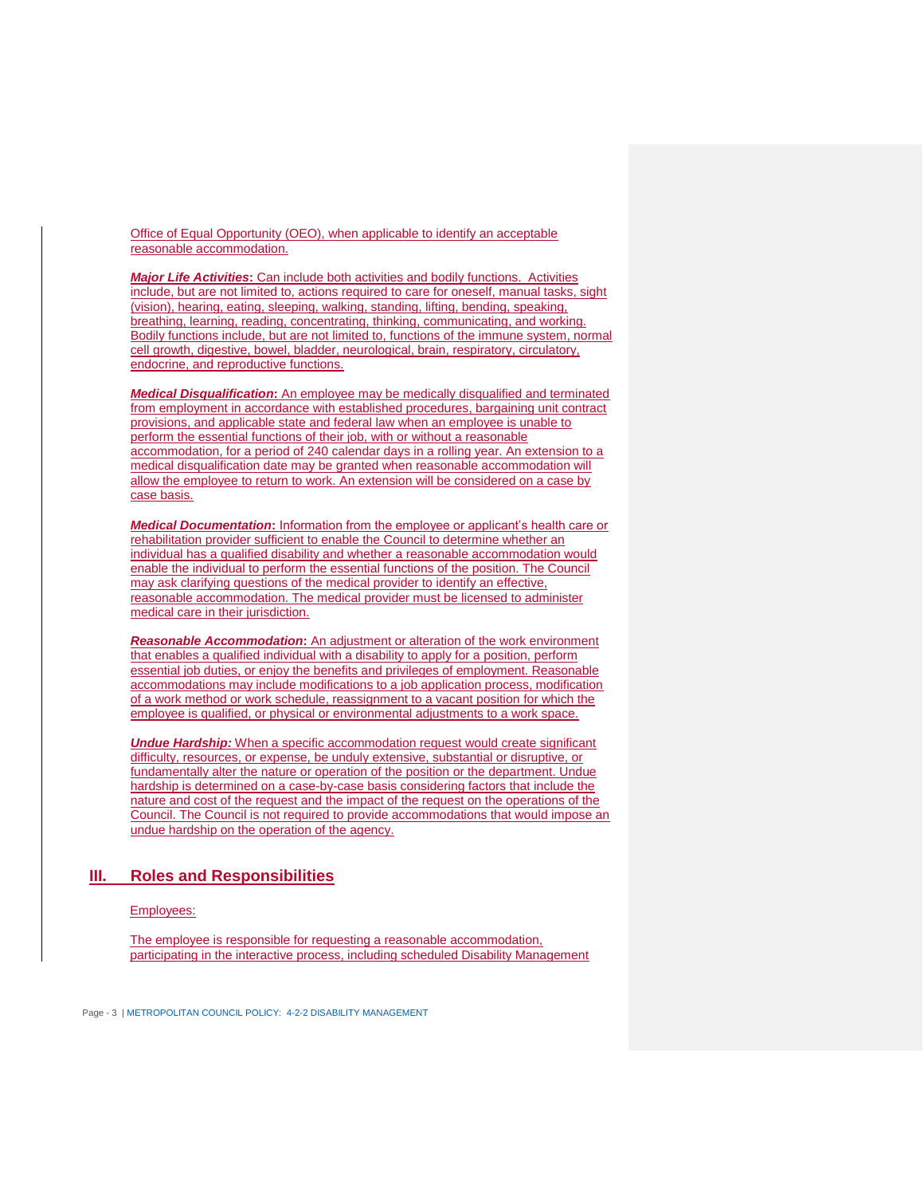Office of Equal Opportunity (OEO), when applicable to identify an acceptable reasonable accommodation.

***Major Life Activities*:** Can include both activities and bodily functions. Activities include, but are not limited to, actions required to care for oneself, manual tasks, sight (vision), hearing, eating, sleeping, walking, standing, lifting, bending, speaking, breathing, learning, reading, concentrating, thinking, communicating, and working. Bodily functions include, but are not limited to, functions of the immune system, normal cell growth, digestive, bowel, bladder, neurological, brain, respiratory, circulatory, endocrine, and reproductive functions.

***Medical Disqualification*:** An employee may be medically disqualified and terminated from employment in accordance with established procedures, bargaining unit contract provisions, and applicable state and federal law when an employee is unable to perform the essential functions of their job, with or without a reasonable accommodation, for a period of 240 calendar days in a rolling year. An extension to a medical disqualification date may be granted when reasonable accommodation will allow the employee to return to work. An extension will be considered on a case by case basis.

***Medical Documentation*:** Information from the employee or applicant's health care or rehabilitation provider sufficient to enable the Council to determine whether an individual has a qualified disability and whether a reasonable accommodation would enable the individual to perform the essential functions of the position. The Council may ask clarifying questions of the medical provider to identify an effective, reasonable accommodation. The medical provider must be licensed to administer medical care in their jurisdiction.

***Reasonable Accommodation*:** An adjustment or alteration of the work environment that enables a qualified individual with a disability to apply for a position, perform essential job duties, or enjoy the benefits and privileges of employment. Reasonable accommodations may include modifications to a job application process, modification of a work method or work schedule, reassignment to a vacant position for which the employee is qualified, or physical or environmental adjustments to a work space.

***Undue Hardship:*** When a specific accommodation request would create significant difficulty, resources, or expense, be unduly extensive, substantial or disruptive, or fundamentally alter the nature or operation of the position or the department. Undue hardship is determined on a case-by-case basis considering factors that include the nature and cost of the request and the impact of the request on the operations of the Council. The Council is not required to provide accommodations that would impose an undue hardship on the operation of the agency.

## III. Roles and Responsibilities

Employees:

The employee is responsible for requesting a reasonable accommodation, participating in the interactive process, including scheduled Disability Management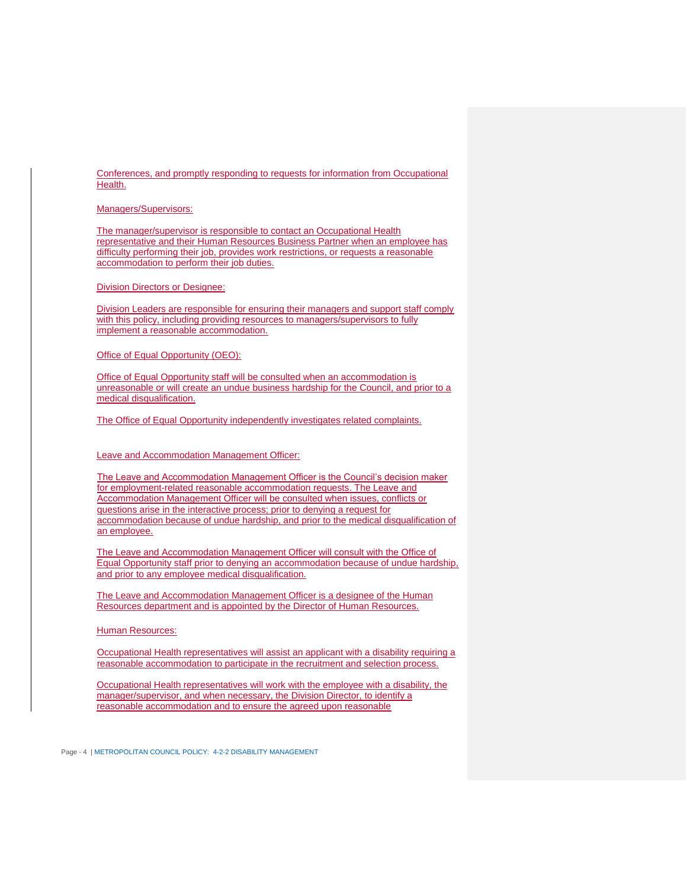Conferences, and promptly responding to requests for information from Occupational Health.

Managers/Supervisors:

The manager/supervisor is responsible to contact an Occupational Health representative and their Human Resources Business Partner when an employee has difficulty performing their job, provides work restrictions, or requests a reasonable accommodation to perform their job duties.

Division Directors or Designee:

Division Leaders are responsible for ensuring their managers and support staff comply with this policy, including providing resources to managers/supervisors to fully implement a reasonable accommodation.

Office of Equal Opportunity (OEO):

Office of Equal Opportunity staff will be consulted when an accommodation is unreasonable or will create an undue business hardship for the Council, and prior to a medical disqualification.

The Office of Equal Opportunity independently investigates related complaints.

Leave and Accommodation Management Officer:

The Leave and Accommodation Management Officer is the Council's decision maker for employment-related reasonable accommodation requests. The Leave and Accommodation Management Officer will be consulted when issues, conflicts or questions arise in the interactive process; prior to denying a request for accommodation because of undue hardship, and prior to the medical disqualification of an employee.

The Leave and Accommodation Management Officer will consult with the Office of Equal Opportunity staff prior to denying an accommodation because of undue hardship, and prior to any employee medical disqualification.

The Leave and Accommodation Management Officer is a designee of the Human Resources department and is appointed by the Director of Human Resources.

Human Resources:

Occupational Health representatives will assist an applicant with a disability requiring a reasonable accommodation to participate in the recruitment and selection process.

Occupational Health representatives will work with the employee with a disability, the manager/supervisor, and when necessary, the Division Director, to identify a reasonable accommodation and to ensure the agreed upon reasonable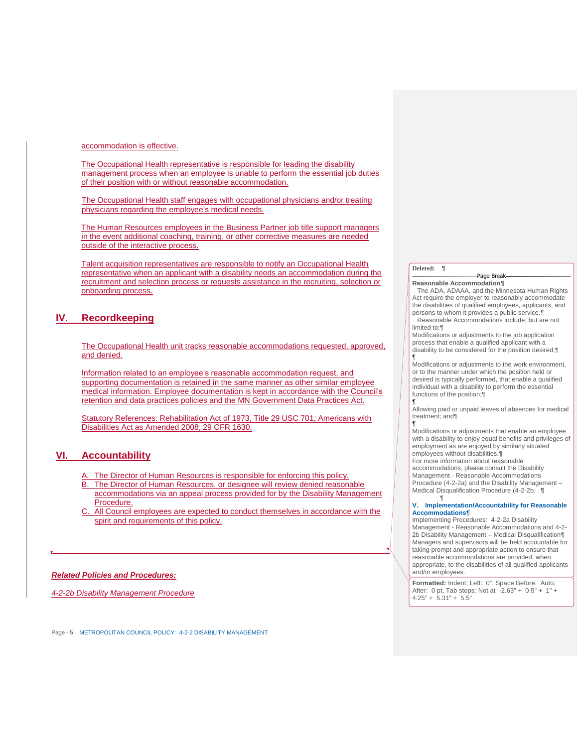accommodation is effective.

The Occupational Health representative is responsible for leading the disability management process when an employee is unable to perform the essential job duties of their position with or without reasonable accommodation.

The Occupational Health staff engages with occupational physicians and/or treating physicians regarding the employee's medical needs.

The Human Resources employees in the Business Partner job title support managers in the event additional coaching, training, or other corrective measures are needed outside of the interactive process.

Talent acquisition representatives are responsible to notify an Occupational Health representative when an applicant with a disability needs an accommodation during the recruitment and selection process or requests assistance in the recruiting, selection or onboarding process.

## IV. Recordkeeping

The Occupational Health unit tracks reasonable accommodations requested, approved, and denied.

Information related to an employee's reasonable accommodation request, and supporting documentation is retained in the same manner as other similar employee medical information. Employee documentation is kept in accordance with the Council's retention and data practices policies and the MN Government Data Practices Act.

Statutory References: Rehabilitation Act of 1973, Title 29 USC 701; Americans with Disabilities Act as Amended 2008; 29 CFR 1630,

## VI. Accountability

A. The Director of Human Resources is responsible for enforcing this policy.
B. The Director of Human Resources, or designee will review denied reasonable accommodations via an appeal process provided for by the Disability Management Procedure.
C. All Council employees are expected to conduct themselves in accordance with the spirit and requirements of this policy.

***Related Policies and Procedures:***

*4-2-2b Disability Management Procedure*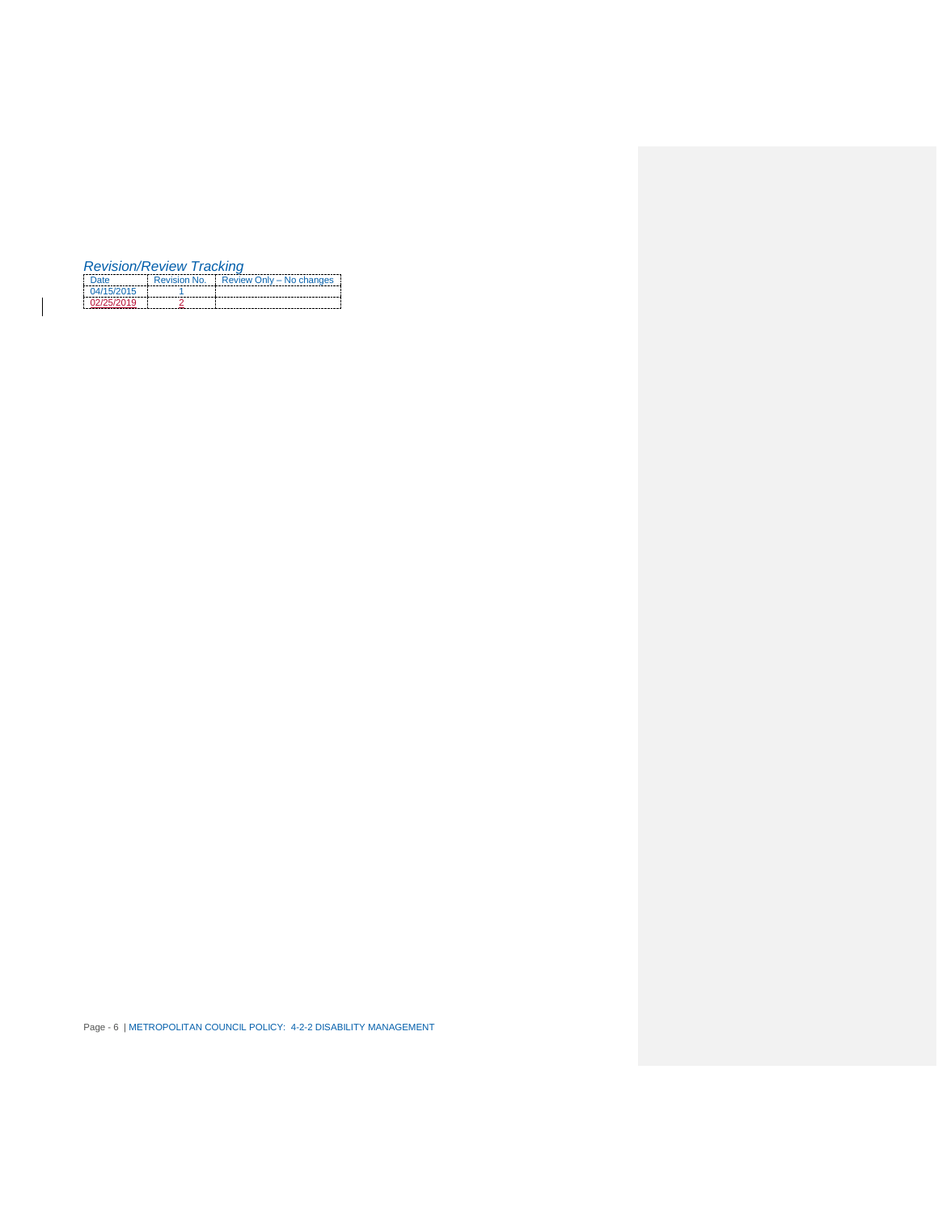*Revision/Review Tracking*

| Date | Revision No. | Review Only – No changes |
| --- | --- | --- |
| 04/15/2015 | 1 | |
| 02/25/2019 | 2 | |